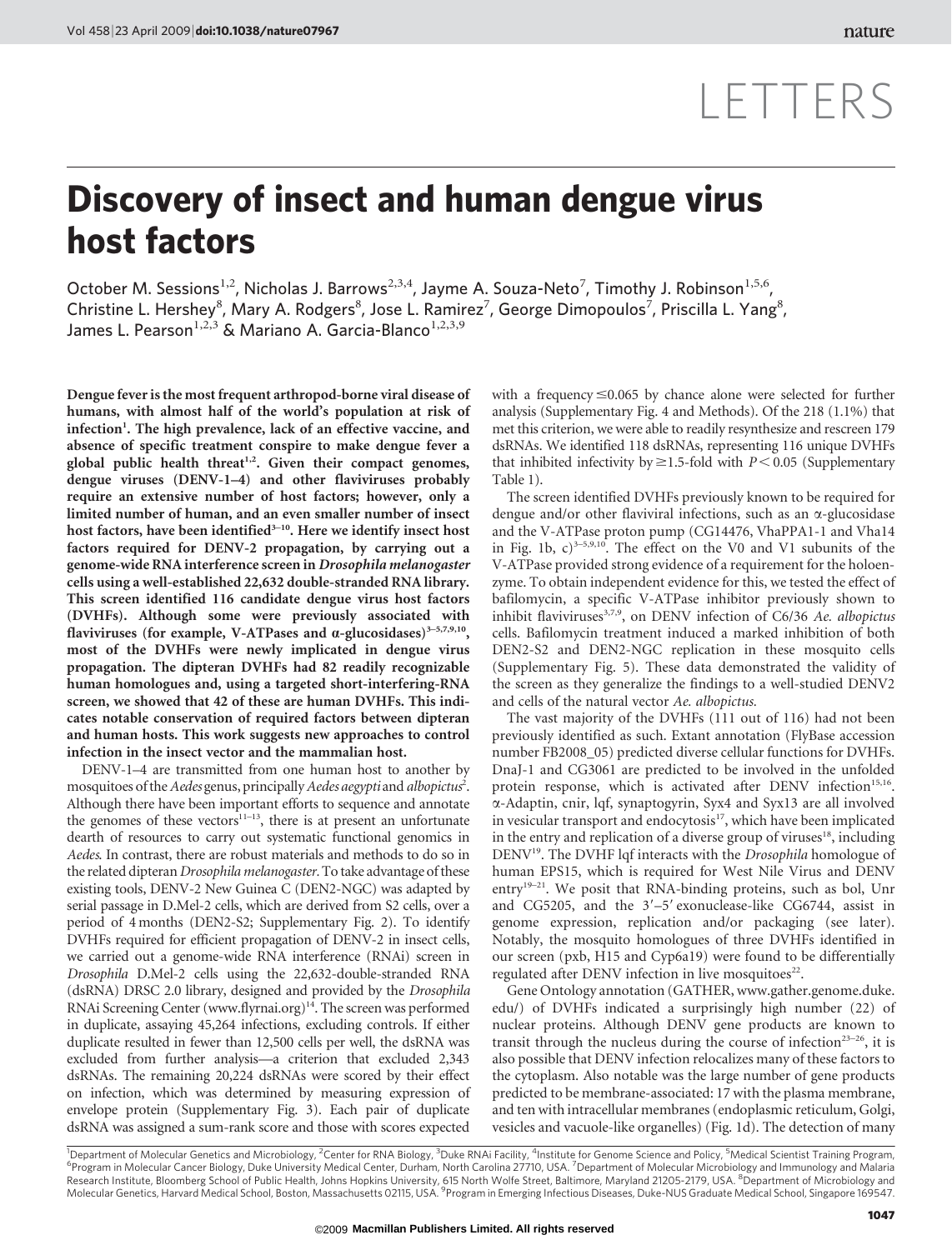# LETTERS

# Discovery of insect and human dengue virus host factors

October M. Sessions[1,2], Nicholas J. Barrows[2,3,4], Jayme A. Souza-Neto[7], Timothy J. Robinson[1,5,6], Christine L. Hershey[8], Mary A. Rodgers[8], Jose L. Ramirez[7], George Dimopoulos[7], Priscilla L. Yang[8], James L. Pearson[1,2,3] & Mariano A. Garcia-Blanco[1,2,3,9]

**Dengue fever is the most frequent arthropod-borne viral disease of humans, with almost half of the world's population at risk of infection[1]. The high prevalence, lack of an effective vaccine, and absence of specific treatment conspire to make dengue fever a global public health threat[1,2]. Given their compact genomes, dengue viruses (DENV-1–4) and other flaviviruses probably require an extensive number of host factors; however, only a limited number of human, and an even smaller number of insect host factors, have been identified[3–10]. Here we identify insect host factors required for DENV-2 propagation, by carrying out a genome-wide RNA interference screen in *Drosophila melanogaster* cells using a well-established 22,632 double-stranded RNA library. This screen identified 116 candidate dengue virus host factors (DVHFs). Although some were previously associated with flaviviruses (for example, V-ATPases and α-glucosidases)[3–5,7,9,10], most of the DVHFs were newly implicated in dengue virus propagation. The dipteran DVHFs had 82 readily recognizable human homologues and, using a targeted short-interfering-RNA screen, we showed that 42 of these are human DVHFs. This indicates notable conservation of required factors between dipteran and human hosts. This work suggests new approaches to control infection in the insect vector and the mammalian host.**

DENV-1–4 are transmitted from one human host to another by mosquitoes of the *Aedes* genus, principally *Aedes aegypti* and *albopictus*[2]. Although there have been important efforts to sequence and annotate the genomes of these vectors[11–13], there is at present an unfortunate dearth of resources to carry out systematic functional genomics in *Aedes*. In contrast, there are robust materials and methods to do so in the related dipteran *Drosophila melanogaster*. To take advantage of these existing tools, DENV-2 New Guinea C (DEN2-NGC) was adapted by serial passage in D.Mel-2 cells, which are derived from S2 cells, over a period of 4 months (DEN2-S2; Supplementary Fig. 2). To identify DVHFs required for efficient propagation of DENV-2 in insect cells, we carried out a genome-wide RNA interference (RNAi) screen in *Drosophila* D.Mel-2 cells using the 22,632-double-stranded RNA (dsRNA) DRSC 2.0 library, designed and provided by the *Drosophila* RNAi Screening Center (www.flyrnai.org)[14]. The screen was performed in duplicate, assaying 45,264 infections, excluding controls. If either duplicate resulted in fewer than 12,500 cells per well, the dsRNA was excluded from further analysis—a criterion that excluded 2,343 dsRNAs. The remaining 20,224 dsRNAs were scored by their effect on infection, which was determined by measuring expression of envelope protein (Supplementary Fig. 3). Each pair of duplicate dsRNA was assigned a sum-rank score and those with scores expected with a frequency ≤0.065 by chance alone were selected for further analysis (Supplementary Fig. 4 and Methods). Of the 218 (1.1%) that met this criterion, we were able to readily resynthesize and rescreen 179 dsRNAs. We identified 118 dsRNAs, representing 116 unique DVHFs that inhibited infectivity by ≥1.5-fold with $P < 0.05$ (Supplementary Table 1).

The screen identified DVHFs previously known to be required for dengue and/or other flaviviral infections, such as an α-glucosidase and the V-ATPase proton pump (CG14476, VhaPPA1-1 and Vha14 in Fig. 1b, c)[3–5,9,10]. The effect on the V0 and V1 subunits of the V-ATPase provided strong evidence of a requirement for the holoenzyme. To obtain independent evidence for this, we tested the effect of bafilomycin, a specific V-ATPase inhibitor previously shown to inhibit flaviviruses[3,7,9], on DENV infection of C6/36 *Ae. albopictus* cells. Bafilomycin treatment induced a marked inhibition of both DEN2-S2 and DEN2-NGC replication in these mosquito cells (Supplementary Fig. 5). These data demonstrated the validity of the screen as they generalize the findings to a well-studied DENV2 and cells of the natural vector *Ae. albopictus.*

The vast majority of the DVHFs (111 out of 116) had not been previously identified as such. Extant annotation (FlyBase accession number FB2008_05) predicted diverse cellular functions for DVHFs. DnaJ-1 and CG3061 are predicted to be involved in the unfolded protein response, which is activated after DENV infection[15,16]. α-Adaptin, cnir, lqf, synaptogyrin, Syx4 and Syx13 are all involved in vesicular transport and endocytosis[17], which have been implicated in the entry and replication of a diverse group of viruses[18], including DENV[19]. The DVHF lqf interacts with the *Drosophila* homologue of human EPS15, which is required for West Nile Virus and DENV entry[19–21]. We posit that RNA-binding proteins, such as bol, Unr and CG5205, and the 3′–5′ exonuclease-like CG6744, assist in genome expression, replication and/or packaging (see later). Notably, the mosquito homologues of three DVHFs identified in our screen (pxb, H15 and Cyp6a19) were found to be differentially regulated after DENV infection in live mosquitoes[22].

Gene Ontology annotation (GATHER, www.gather.genome.duke.edu/) of DVHFs indicated a surprisingly high number (22) of nuclear proteins. Although DENV gene products are known to transit through the nucleus during the course of infection[23–26], it is also possible that DENV infection relocalizes many of these factors to the cytoplasm. Also notable was the large number of gene products predicted to be membrane-associated: 17 with the plasma membrane, and ten with intracellular membranes (endoplasmic reticulum, Golgi, vesicles and vacuole-like organelles) (Fig. 1d). The detection of many

[1]Department of Molecular Genetics and Microbiology, [2]Center for RNA Biology, [3]Duke RNAi Facility, [4]Institute for Genome Science and Policy, [5]Medical Scientist Training Program, [6]Program in Molecular Cancer Biology, Duke University Medical Center, Durham, North Carolina 27710, USA. [7]Department of Molecular Microbiology and Immunology and Malaria Research Institute, Bloomberg School of Public Health, Johns Hopkins University, 615 North Wolfe Street, Baltimore, Maryland 21205-2179, USA. [8]Department of Microbiology and Molecular Genetics, Harvard Medical School, Boston, Massachusetts 02115, USA. [9]Program in Emerging Infectious Diseases, Duke-NUS Graduate Medical School, Singapore 169547.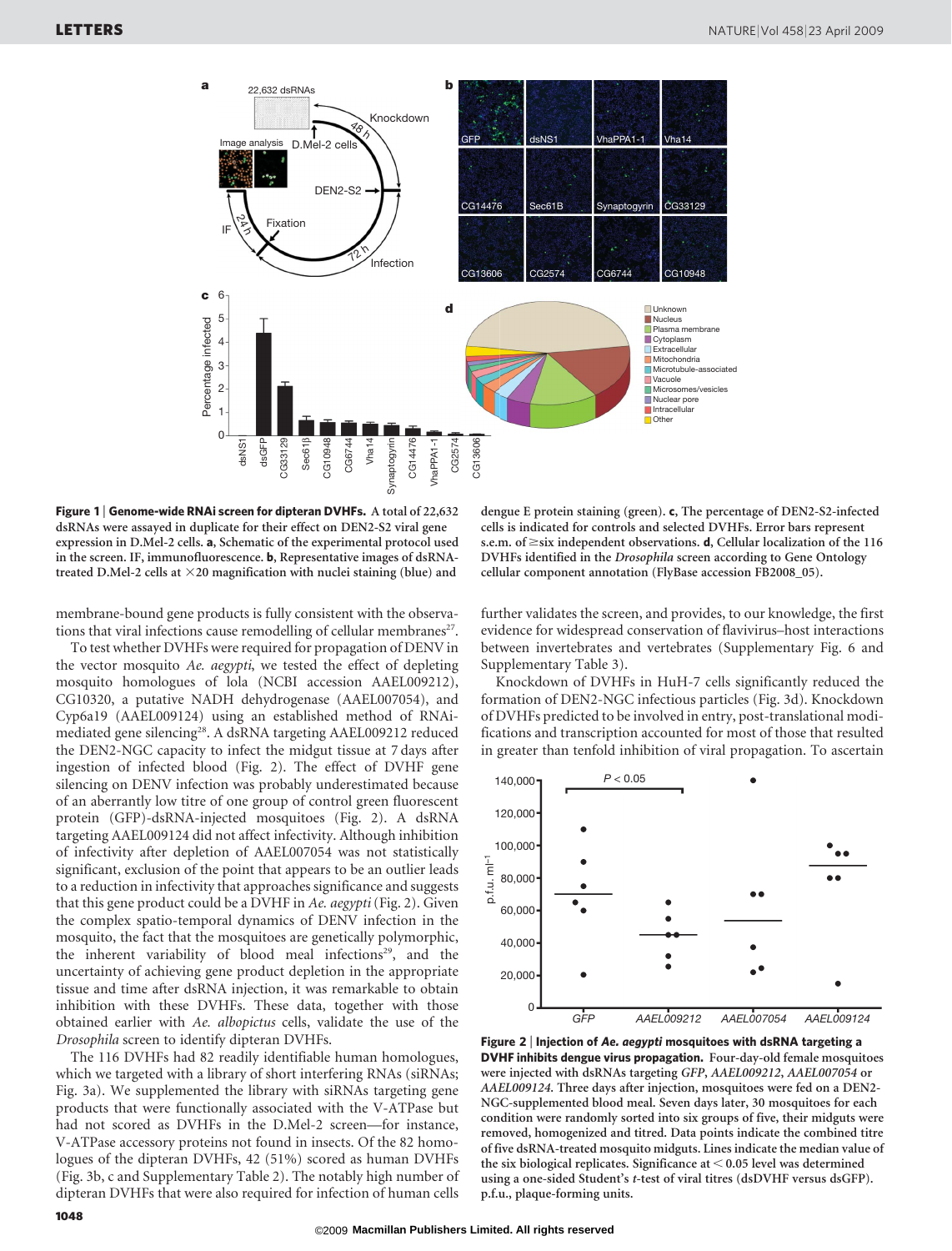**Figure 1 | Genome-wide RNAi screen for dipteran DVHFs.** A total of 22,632 dsRNAs were assayed in duplicate for their effect on DEN2-S2 viral gene expression in D.Mel-2 cells. **a**, Schematic of the experimental protocol used in the screen. IF, immunofluorescence. **b**, Representative images of dsRNA-treated D.Mel-2 cells at ×20 magnification with nuclei staining (blue) and dengue E protein staining (green). **c**, The percentage of DEN2-S2-infected cells is indicated for controls and selected DVHFs. Error bars represent s.e.m. of ≥six independent observations. **d**, Cellular localization of the 116 DVHFs identified in the *Drosophila* screen according to Gene Ontology cellular component annotation (FlyBase accession FB2008_05).

membrane-bound gene products is fully consistent with the observations that viral infections cause remodelling of cellular membranes[27].

To test whether DVHFs were required for propagation of DENV in the vector mosquito *Ae. aegypti*, we tested the effect of depleting mosquito homologues of lola (NCBI accession AAEL009212), CG10320, a putative NADH dehydrogenase (AAEL007054), and Cyp6a19 (AAEL009124) using an established method of RNAi-mediated gene silencing[28]. A dsRNA targeting AAEL009212 reduced the DEN2-NGC capacity to infect the midgut tissue at 7 days after ingestion of infected blood (Fig. 2). The effect of DVHF gene silencing on DENV infection was probably underestimated because of an aberrantly low titre of one group of control green fluorescent protein (GFP)-dsRNA-injected mosquitoes (Fig. 2). A dsRNA targeting AAEL009124 did not affect infectivity. Although inhibition of infectivity after depletion of AAEL007054 was not statistically significant, exclusion of the point that appears to be an outlier leads to a reduction in infectivity that approaches significance and suggests that this gene product could be a DVHF in *Ae. aegypti* (Fig. 2). Given the complex spatio-temporal dynamics of DENV infection in the mosquito, the fact that the mosquitoes are genetically polymorphic, the inherent variability of blood meal infections[29], and the uncertainty of achieving gene product depletion in the appropriate tissue and time after dsRNA injection, it was remarkable to obtain inhibition with these DVHFs. These data, together with those obtained earlier with *Ae. albopictus* cells, validate the use of the *Drosophila* screen to identify dipteran DVHFs.

The 116 DVHFs had 82 readily identifiable human homologues, which we targeted with a library of short interfering RNAs (siRNAs; Fig. 3a). We supplemented the library with siRNAs targeting gene products that were functionally associated with the V-ATPase but had not scored as DVHFs in the D.Mel-2 screen—for instance, V-ATPase accessory proteins not found in insects. Of the 82 homologues of the dipteran DVHFs, 42 (51%) scored as human DVHFs (Fig. 3b, c and Supplementary Table 2). The notably high number of dipteran DVHFs that were also required for infection of human cells further validates the screen, and provides, to our knowledge, the first evidence for widespread conservation of flavivirus–host interactions between invertebrates and vertebrates (Supplementary Fig. 6 and Supplementary Table 3).

Knockdown of DVHFs in HuH-7 cells significantly reduced the formation of DEN2-NGC infectious particles (Fig. 3d). Knockdown of DVHFs predicted to be involved in entry, post-translational modifications and transcription accounted for most of those that resulted in greater than tenfold inhibition of viral propagation. To ascertain

**Figure 2 | Injection of *Ae. aegypti* mosquitoes with dsRNA targeting a DVHF inhibits dengue virus propagation.** Four-day-old female mosquitoes were injected with dsRNAs targeting *GFP*, *AAEL009212*, *AAEL007054* or *AAEL009124*. Three days after injection, mosquitoes were fed on a DEN2-NGC-supplemented blood meal. Seven days later, 30 mosquitoes for each condition were randomly sorted into six groups of five, their midguts were removed, homogenized and titred. Data points indicate the combined titre of five dsRNA-treated mosquito midguts. Lines indicate the median value of the six biological replicates. Significance at < 0.05 level was determined using a one-sided Student's *t*-test of viral titres (dsDVHF versus dsGFP). p.f.u., plaque-forming units.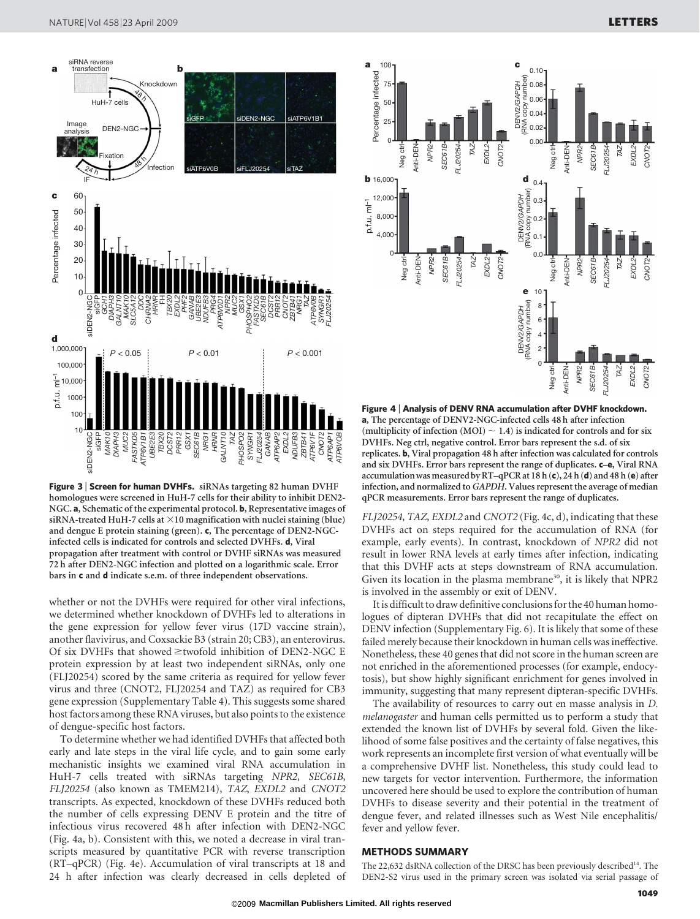**Figure 3 | Screen for human DVHFs.** siRNAs targeting 82 human DVHF homologues were screened in HuH-7 cells for their ability to inhibit DEN2-NGC. **a**, Schematic of the experimental protocol. **b**, Representative images of siRNA-treated HuH-7 cells at $\times10$ magnification with nuclei staining (blue) and dengue E protein staining (green). **c**, The percentage of DEN2-NGC-infected cells is indicated for controls and selected DVHFs. **d**, Viral propagation after treatment with control or DVHF siRNAs was measured 72 h after DEN2-NGC infection and plotted on a logarithmic scale. Error bars in **c** and **d** indicate s.e.m. of three independent observations.

whether or not the DVHFs were required for other viral infections, we determined whether knockdown of DVHFs led to alterations in the gene expression for yellow fever virus (17D vaccine strain), another flavivirus, and Coxsackie B3 (strain 20; CB3), an enterovirus. Of six DVHFs that showed ≥twofold inhibition of DEN2-NGC E protein expression by at least two independent siRNAs, only one (FLJ20254) scored by the same criteria as required for yellow fever virus and three (CNOT2, FLJ20254 and TAZ) as required for CB3 gene expression (Supplementary Table 4). This suggests some shared host factors among these RNA viruses, but also points to the existence of dengue-specific host factors.

To determine whether we had identified DVHFs that affected both early and late steps in the viral life cycle, and to gain some early mechanistic insights we examined viral RNA accumulation in HuH-7 cells treated with siRNAs targeting *NPR2*, *SEC61B*, *FLJ20254* (also known as TMEM214), *TAZ*, *EXDL2* and *CNOT2* transcripts. As expected, knockdown of these DVHFs reduced both the number of cells expressing DENV E protein and the titre of infectious virus recovered 48 h after infection with DEN2-NGC (Fig. 4a, b). Consistent with this, we noted a decrease in viral transcripts measured by quantitative PCR with reverse transcription (RT–qPCR) (Fig. 4e). Accumulation of viral transcripts at 18 and 24 h after infection was clearly decreased in cells depleted of *FLJ20254*, *TAZ*, *EXDL2* and *CNOT2* (Fig. 4c, d), indicating that these DVHFs act on steps required for the accumulation of RNA (for example, early events). In contrast, knockdown of *NPR2* did not result in lower RNA levels at early times after infection, indicating that this DVHF acts at steps downstream of RNA accumulation. Given its location in the plasma membrane[30], it is likely that NPR2 is involved in the assembly or exit of DENV.

**Figure 4 | Analysis of DENV RNA accumulation after DVHF knockdown.** **a**, The percentage of DENV2-NGC-infected cells 48 h after infection (multiplicity of infection (MOI) ~ 1.4) is indicated for controls and for six DVHFs. Neg ctrl, negative control. Error bars represent the s.d. of six replicates. **b**, Viral propagation 48 h after infection was calculated for controls and six DVHFs. Error bars represent the range of duplicates. **c–e**, Viral RNA accumulation was measured by RT–qPCR at 18 h (**c**), 24 h (**d**) and 48 h (**e**) after infection, and normalized to *GAPDH*. Values represent the average of median qPCR measurements. Error bars represent the range of duplicates.

It is difficult to draw definitive conclusions for the 40 human homologues of dipteran DVHFs that did not recapitulate the effect on DENV infection (Supplementary Fig. 6). It is likely that some of these failed merely because their knockdown in human cells was ineffective. Nonetheless, these 40 genes that did not score in the human screen are not enriched in the aforementioned processes (for example, endocytosis), but show highly significant enrichment for genes involved in immunity, suggesting that many represent dipteran-specific DVHFs.

The availability of resources to carry out en masse analysis in *D. melanogaster* and human cells permitted us to perform a study that extended the known list of DVHFs by several fold. Given the likelihood of some false positives and the certainty of false negatives, this work represents an incomplete first version of what eventually will be a comprehensive DVHF list. Nonetheless, this study could lead to new targets for vector intervention. Furthermore, the information uncovered here should be used to explore the contribution of human DVHFs to disease severity and their potential in the treatment of dengue fever, and related illnesses such as West Nile encephalitis/fever and yellow fever.

## METHODS SUMMARY

The 22,632 dsRNA collection of the DRSC has been previously described[14]. The DEN2-S2 virus used in the primary screen was isolated via serial passage of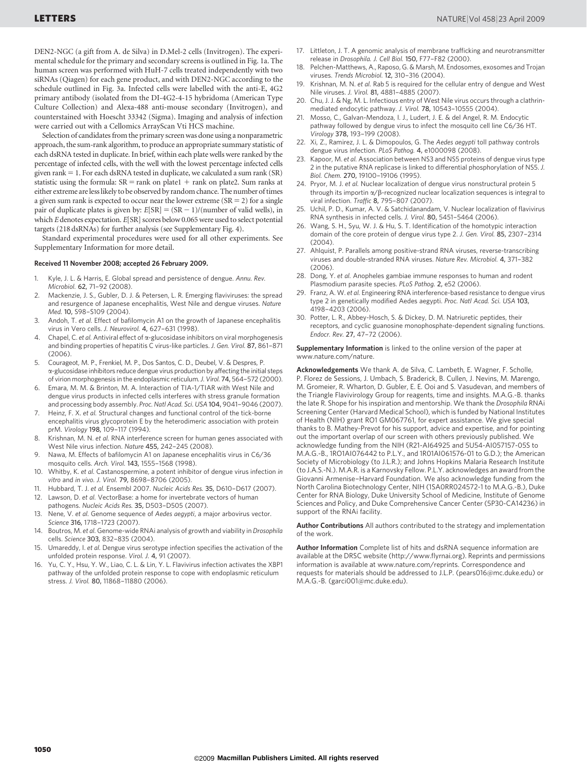DEN2-NGC (a gift from A. de Silva) in D.Mel-2 cells (Invitrogen). The experimental schedule for the primary and secondary screens is outlined in Fig. 1a. The human screen was performed with HuH-7 cells treated independently with two siRNAs (Qiagen) for each gene product, and with DEN2-NGC according to the schedule outlined in Fig. 3a. Infected cells were labelled with the anti-E, 4G2 primary antibody (isolated from the DI-4G2-4-15 hybridoma (American Type Culture Collection) and Alexa-488 anti-mouse secondary (Invitrogen), and counterstained with Hoescht 33342 (Sigma). Imaging and analysis of infection were carried out with a Cellomics ArrayScan Vti HCS machine.

Selection of candidates from the primary screen was done using a nonparametric approach, the sum-rank algorithm, to produce an appropriate summary statistic of each dsRNA tested in duplicate. In brief, within each plate wells were ranked by the percentage of infected cells, with the well with the lowest percentage infected cells given rank = 1. For each dsRNA tested in duplicate, we calculated a sum rank (SR) statistic using the formula: SR = rank on plate1 + rank on plate2. Sum ranks at either extreme are less likely to be observed by random chance. The number of times a given sum rank is expected to occur near the lower extreme (SR = 2) for a single pair of duplicate plates is given by: $E[\mathrm{SR}] = (\mathrm{SR} - 1)/(\text{number of valid wells})$, in which $E$ denotes expectation. $E$[SR] scores below 0.065 were used to select potential targets (218 dsRNAs) for further analysis (see Supplementary Fig. 4).

Standard experimental procedures were used for all other experiments. See Supplementary Information for more detail.

**Received 11 November 2008; accepted 26 February 2009.**

1. Kyle, J. L. & Harris, E. Global spread and persistence of dengue. *Annu. Rev. Microbiol.* **62,** 71–92 (2008).
2. Mackenzie, J. S., Gubler, D. J. & Petersen, L. R. Emerging flaviviruses: the spread and resurgence of Japanese encephalitis, West Nile and dengue viruses. *Nature Med.* **10,** S98–S109 (2004).
3. Andoh, T. *et al.* Effect of bafilomycin A1 on the growth of Japanese encephalitis virus in Vero cells. *J. Neurovirol.* **4,** 627–631 (1998).
4. Chapel, C. *et al.* Antiviral effect of α-glucosidase inhibitors on viral morphogenesis and binding properties of hepatitis C virus-like particles. *J. Gen. Virol.* **87,** 861–871 (2006).
5. Courageot, M. P., Frenkiel, M. P., Dos Santos, C. D., Deubel, V. & Despres, P. α-glucosidase inhibitors reduce dengue virus production by affecting the initial steps of virion morphogenesis in the endoplasmic reticulum. *J. Virol.* **74,** 564–572 (2000).
6. Emara, M. M. & Brinton, M. A. Interaction of TIA-1/TIAR with West Nile and dengue virus products in infected cells interferes with stress granule formation and processing body assembly. *Proc. Natl Acad. Sci. USA* **104,** 9041–9046 (2007).
7. Heinz, F. X. *et al.* Structural changes and functional control of the tick-borne encephalitis virus glycoprotein E by the heterodimeric association with protein prM. *Virology* **198,** 109–117 (1994).
8. Krishnan, M. N. *et al.* RNA interference screen for human genes associated with West Nile virus infection. *Nature* **455,** 242–245 (2008).
9. Nawa, M. Effects of bafilomycin A1 on Japanese encephalitis virus in C6/36 mosquito cells. *Arch. Virol.* **143,** 1555–1568 (1998).
10. Whitby, K. *et al.* Castanospermine, a potent inhibitor of dengue virus infection *in vitro* and *in vivo*. *J. Virol.* **79,** 8698–8706 (2005).
11. Hubbard, T. J. *et al.* Ensembl 2007. *Nucleic Acids Res.* **35,** D610–D617 (2007).
12. Lawson, D. *et al.* VectorBase: a home for invertebrate vectors of human pathogens. *Nucleic Acids Res.* **35,** D503–D505 (2007).
13. Nene, V. *et al.* Genome sequence of *Aedes aegypti*, a major arbovirus vector. *Science* **316,** 1718–1723 (2007).
14. Boutros, M. *et al.* Genome-wide RNAi analysis of growth and viability in *Drosophila* cells. *Science* **303,** 832–835 (2004).
15. Umareddy, I. *et al.* Dengue virus serotype infection specifies the activation of the unfolded protein response. *Virol. J.* **4,** 91 (2007).
16. Yu, C. Y., Hsu, Y. W., Liao, C. L. & Lin, Y. L. Flavivirus infection activates the XBP1 pathway of the unfolded protein response to cope with endoplasmic reticulum stress. *J. Virol.* **80,** 11868–11880 (2006).
17. Littleton, J. T. A genomic analysis of membrane trafficking and neurotransmitter release in *Drosophila*. *J. Cell Biol.* **150,** F77–F82 (2000).
18. Pelchen-Matthews, A., Raposo, G. & Marsh, M. Endosomes, exosomes and Trojan viruses. *Trends Microbiol.* **12,** 310–316 (2004).
19. Krishnan, M. N. *et al.* Rab 5 is required for the cellular entry of dengue and West Nile viruses. *J. Virol.* **81,** 4881–4885 (2007).
20. Chu, J. J. & Ng, M. L. Infectious entry of West Nile virus occurs through a clathrin-mediated endocytic pathway. *J. Virol.* **78,** 10543–10555 (2004).
21. Mosso, C., Galvan-Mendoza, I. J., Ludert, J. E. & del Angel, R. M. Endocytic pathway followed by dengue virus to infect the mosquito cell line C6/36 HT. *Virology* **378,** 193–199 (2008).
22. Xi, Z., Ramirez, J. L. & Dimopoulos, G. The *Aedes aegypti* toll pathway controls dengue virus infection. *PLoS Pathog.* **4,** e1000098 (2008).
23. Kapoor, M. *et al.* Association between NS3 and NS5 proteins of dengue virus type 2 in the putative RNA replicase is linked to differential phosphorylation of NS5. *J. Biol. Chem.* **270,** 19100–19106 (1995).
24. Pryor, M. J. *et al.* Nuclear localization of dengue virus nonstructural protein 5 through its importin α/β-recognized nuclear localization sequences is integral to viral infection. *Traffic* **8,** 795–807 (2007).
25. Uchil, P. D., Kumar, A. V. & Satchidanandam, V. Nuclear localization of flavivirus RNA synthesis in infected cells. *J. Virol.* **80,** 5451–5464 (2006).
26. Wang, S. H., Syu, W. J. & Hu, S. T. Identification of the homotypic interaction domain of the core protein of dengue virus type 2. *J. Gen. Virol.* **85,** 2307–2314 (2004).
27. Ahlquist, P. Parallels among positive-strand RNA viruses, reverse-transcribing viruses and double-stranded RNA viruses. *Nature Rev. Microbiol.* **4,** 371–382 (2006).
28. Dong, Y. *et al.* Anopheles gambiae immune responses to human and rodent Plasmodium parasite species. *PLoS Pathog.* **2,** e52 (2006).
29. Franz, A. W. *et al.* Engineering RNA interference-based resistance to dengue virus type 2 in genetically modified Aedes aegypti. *Proc. Natl Acad. Sci. USA* **103,** 4198–4203 (2006).
30. Potter, L. R., Abbey-Hosch, S. & Dickey, D. M. Natriuretic peptides, their receptors, and cyclic guanosine monophosphate-dependent signaling functions. *Endocr. Rev.* **27,** 47–72 (2006).

**Supplementary Information** is linked to the online version of the paper at www.nature.com/nature.

**Acknowledgements** We thank A. de Silva, C. Lambeth, E. Wagner, F. Scholle, P. Florez de Sessions, J. Umbach, S. Braderick, B. Cullen, J. Nevins, M. Marengo, M. Gromeier, R. Wharton, D. Gubler, E. E. Ooi and S. Vasudevan, and members of the Triangle Flavivirology Group for reagents, time and insights. M.A.G.-B. thanks the late R. Shope for his inspiration and mentorship. We thank the *Drosophila* RNAi Screening Center (Harvard Medical School), which is funded by National Institutes of Health (NIH) grant RO1 GM067761, for expert assistance. We give special thanks to B. Mathey-Prevot for his support, advice and expertise, and for pointing out the important overlap of our screen with others previously published. We acknowledge funding from the NIH (R21-AI64925 and 5U54-AI057157-05S to M.A.G.-B., 1RO1AI076442 to P.L.Y., and 1R01AI061576-01 to G.D.); the American Society of Microbiology (to J.L.R.); and Johns Hopkins Malaria Research Institute (to J.A.S.-N.). M.A.R. is a Karnovsky Fellow. P.L.Y. acknowledges an award from the Giovanni Armenise–Harvard Foundation. We also acknowledge funding from the North Carolina Biotechnology Center, NIH (1SA0RR024572-1 to M.A.G.-B.), Duke Center for RNA Biology, Duke University School of Medicine, Institute of Genome Sciences and Policy, and Duke Comprehensive Cancer Center (5P30-CA14236) in support of the RNAi facility.

**Author Contributions** All authors contributed to the strategy and implementation of the work.

**Author Information** Complete list of hits and dsRNA sequence information are available at the DRSC website (http://www.flyrnai.org). Reprints and permissions information is available at www.nature.com/reprints. Correspondence and requests for materials should be addressed to J.L.P. (pears016@mc.duke.edu) or M.A.G.-B. (garci001@mc.duke.edu).